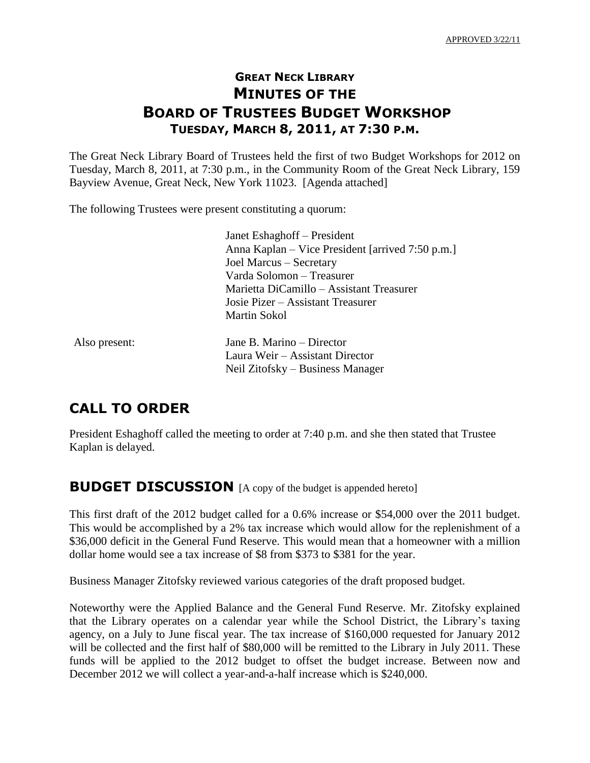APPROVED 3/22/11

# GREAT NECK LIBRARY
# MINUTES OF THE
# BOARD OF TRUSTEES BUDGET WORKSHOP
### TUESDAY, MARCH 8, 2011, AT 7:30 P.M.

The Great Neck Library Board of Trustees held the first of two Budget Workshops for 2012 on Tuesday, March 8, 2011, at 7:30 p.m., in the Community Room of the Great Neck Library, 159 Bayview Avenue, Great Neck, New York 11023. [Agenda attached]

The following Trustees were present constituting a quorum:

Janet Eshaghoff – President
Anna Kaplan – Vice President [arrived 7:50 p.m.]
Joel Marcus – Secretary
Varda Solomon – Treasurer
Marietta DiCamillo – Assistant Treasurer
Josie Pizer – Assistant Treasurer
Martin Sokol

Also present:

Jane B. Marino – Director
Laura Weir – Assistant Director
Neil Zitofsky – Business Manager

## CALL TO ORDER

President Eshaghoff called the meeting to order at 7:40 p.m. and she then stated that Trustee Kaplan is delayed.

## BUDGET DISCUSSION [A copy of the budget is appended hereto]

This first draft of the 2012 budget called for a 0.6% increase or $54,000 over the 2011 budget. This would be accomplished by a 2% tax increase which would allow for the replenishment of a $36,000 deficit in the General Fund Reserve. This would mean that a homeowner with a million dollar home would see a tax increase of $8 from $373 to $381 for the year.

Business Manager Zitofsky reviewed various categories of the draft proposed budget.

Noteworthy were the Applied Balance and the General Fund Reserve. Mr. Zitofsky explained that the Library operates on a calendar year while the School District, the Library's taxing agency, on a July to June fiscal year. The tax increase of $160,000 requested for January 2012 will be collected and the first half of $80,000 will be remitted to the Library in July 2011. These funds will be applied to the 2012 budget to offset the budget increase. Between now and December 2012 we will collect a year-and-a-half increase which is $240,000.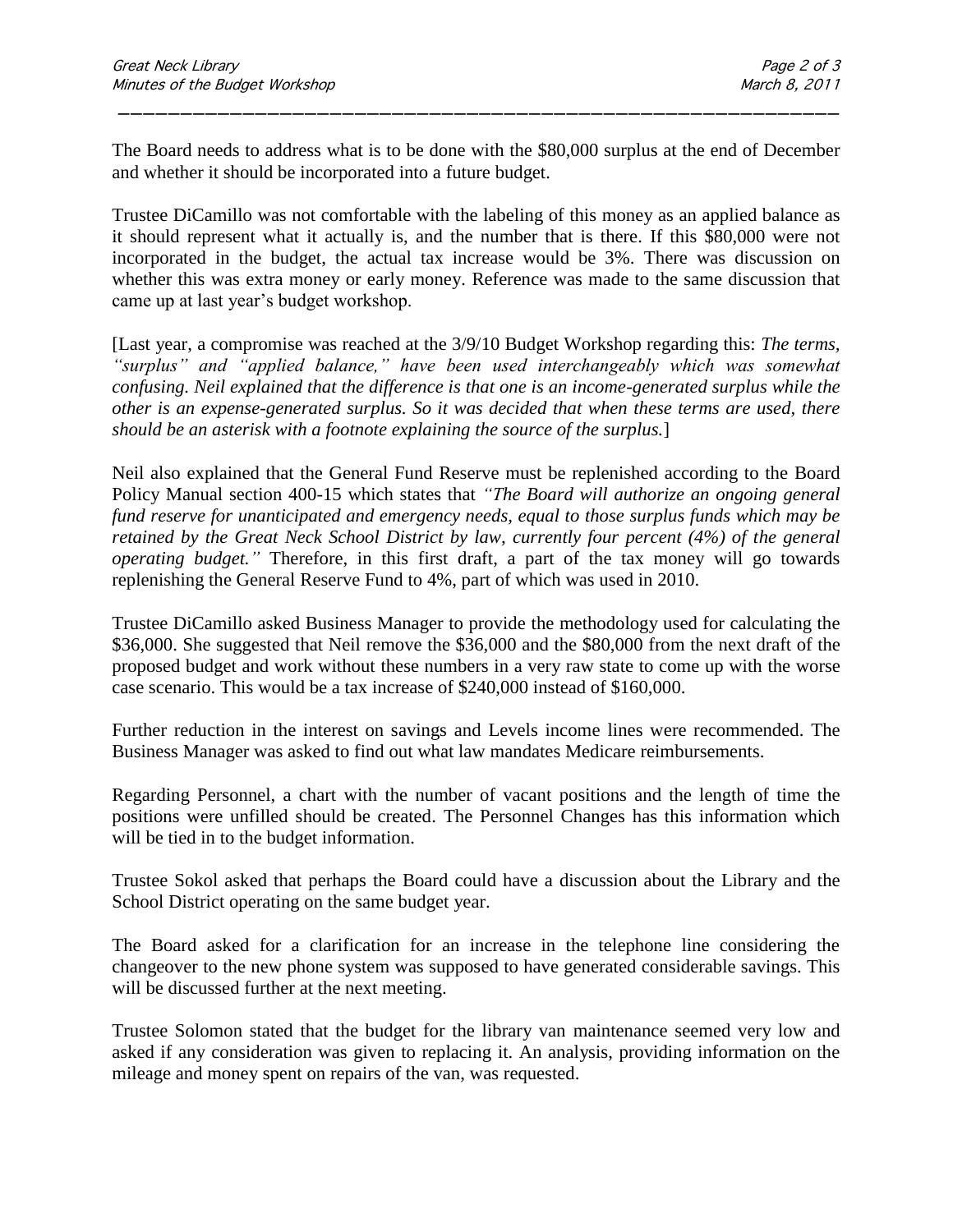The Board needs to address what is to be done with the $80,000 surplus at the end of December and whether it should be incorporated into a future budget.

Trustee DiCamillo was not comfortable with the labeling of this money as an applied balance as it should represent what it actually is, and the number that is there. If this $80,000 were not incorporated in the budget, the actual tax increase would be 3%. There was discussion on whether this was extra money or early money. Reference was made to the same discussion that came up at last year's budget workshop.

[Last year, a compromise was reached at the 3/9/10 Budget Workshop regarding this: *The terms, "surplus" and "applied balance," have been used interchangeably which was somewhat confusing. Neil explained that the difference is that one is an income-generated surplus while the other is an expense-generated surplus. So it was decided that when these terms are used, there should be an asterisk with a footnote explaining the source of the surplus.*]

Neil also explained that the General Fund Reserve must be replenished according to the Board Policy Manual section 400-15 which states that *"The Board will authorize an ongoing general fund reserve for unanticipated and emergency needs, equal to those surplus funds which may be retained by the Great Neck School District by law, currently four percent (4%) of the general operating budget."* Therefore, in this first draft, a part of the tax money will go towards replenishing the General Reserve Fund to 4%, part of which was used in 2010.

Trustee DiCamillo asked Business Manager to provide the methodology used for calculating the $36,000. She suggested that Neil remove the $36,000 and the $80,000 from the next draft of the proposed budget and work without these numbers in a very raw state to come up with the worse case scenario. This would be a tax increase of $240,000 instead of $160,000.

Further reduction in the interest on savings and Levels income lines were recommended. The Business Manager was asked to find out what law mandates Medicare reimbursements.

Regarding Personnel, a chart with the number of vacant positions and the length of time the positions were unfilled should be created. The Personnel Changes has this information which will be tied in to the budget information.

Trustee Sokol asked that perhaps the Board could have a discussion about the Library and the School District operating on the same budget year.

The Board asked for a clarification for an increase in the telephone line considering the changeover to the new phone system was supposed to have generated considerable savings. This will be discussed further at the next meeting.

Trustee Solomon stated that the budget for the library van maintenance seemed very low and asked if any consideration was given to replacing it. An analysis, providing information on the mileage and money spent on repairs of the van, was requested.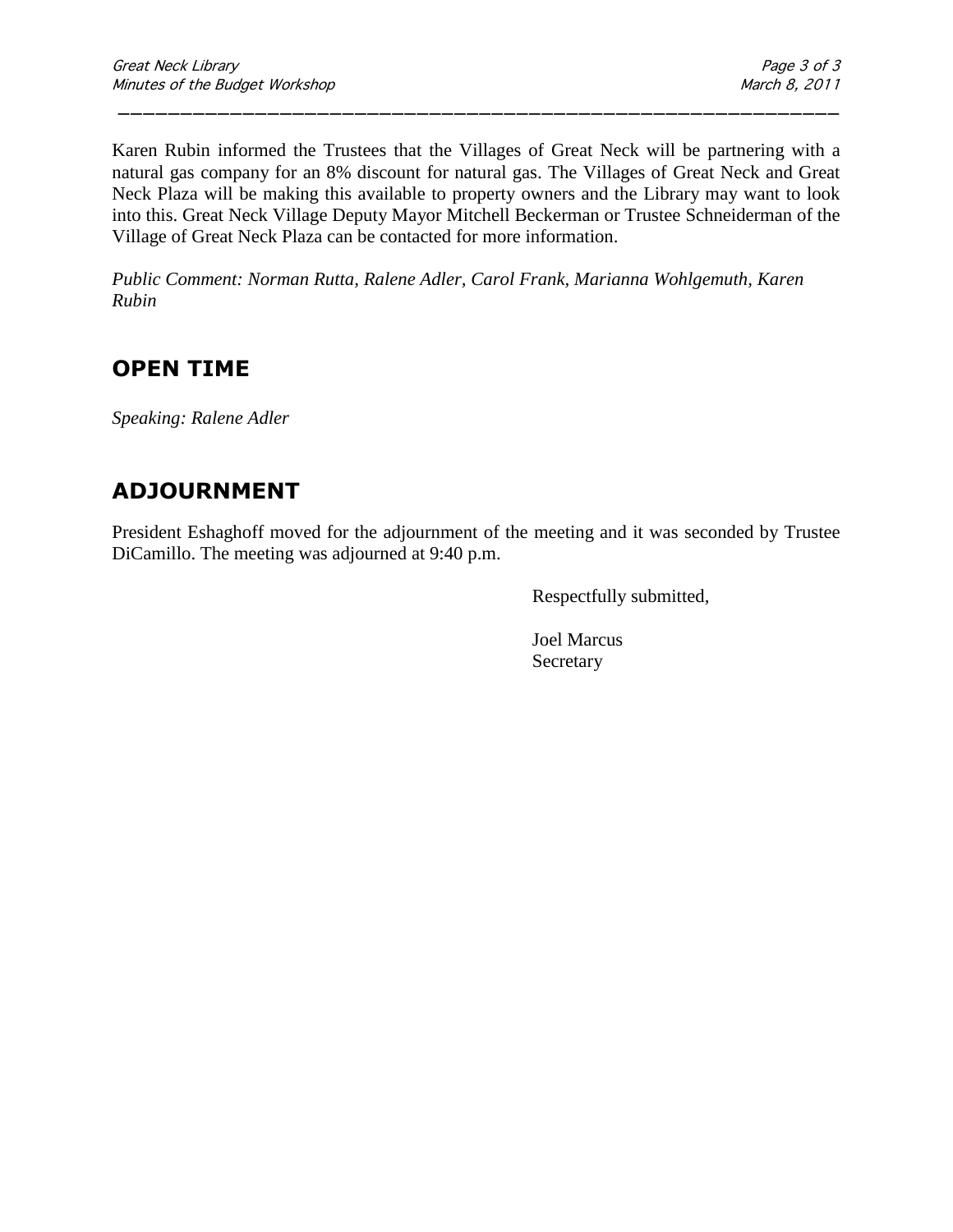Karen Rubin informed the Trustees that the Villages of Great Neck will be partnering with a natural gas company for an 8% discount for natural gas. The Villages of Great Neck and Great Neck Plaza will be making this available to property owners and the Library may want to look into this. Great Neck Village Deputy Mayor Mitchell Beckerman or Trustee Schneiderman of the Village of Great Neck Plaza can be contacted for more information.

*Public Comment: Norman Rutta, Ralene Adler, Carol Frank, Marianna Wohlgemuth, Karen Rubin*

## OPEN TIME

*Speaking: Ralene Adler*

## ADJOURNMENT

President Eshaghoff moved for the adjournment of the meeting and it was seconded by Trustee DiCamillo. The meeting was adjourned at 9:40 p.m.

Respectfully submitted,

Joel Marcus
Secretary